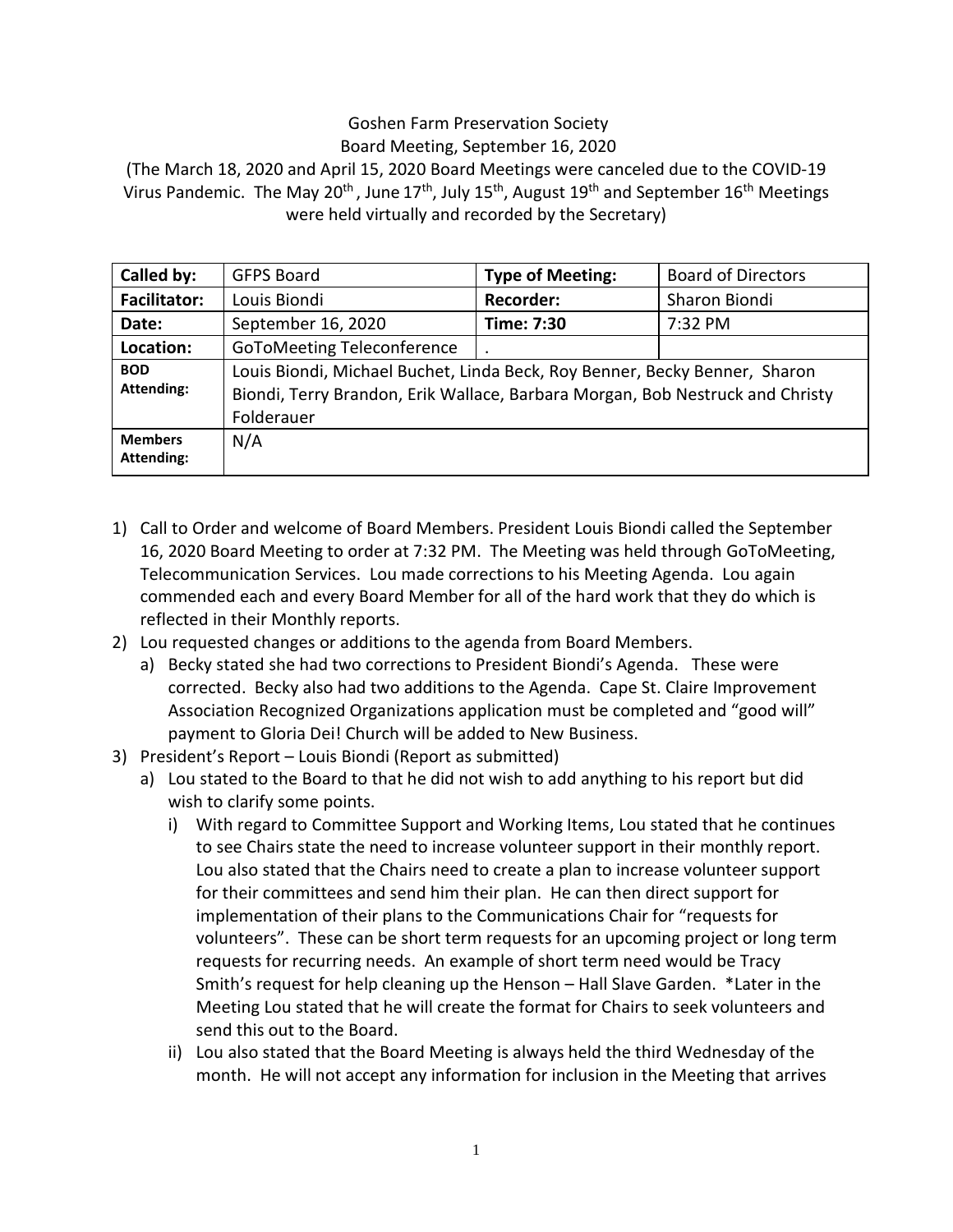Goshen Farm Preservation Society
Board Meeting, September 16, 2020
(The March 18, 2020 and April 15, 2020 Board Meetings were canceled due to the COVID-19 Virus Pandemic. The May 20th, June 17th, July 15th, August 19th and September 16th Meetings were held virtually and recorded by the Secretary)

| **Called by:** | GFPS Board | **Type of Meeting:** | Board of Directors |
|---|---|---|---|
| **Facilitator:** | Louis Biondi | **Recorder:** | Sharon Biondi |
| **Date:** | September 16, 2020 | **Time: 7:30** | 7:32 PM |
| **Location:** | GoToMeeting Teleconference | . | |
| **BOD Attending:** | Louis Biondi, Michael Buchet, Linda Beck, Roy Benner, Becky Benner, Sharon Biondi, Terry Brandon, Erik Wallace, Barbara Morgan, Bob Nestruck and Christy Folderauer | | |
| **Members Attending:** | N/A | | |

1) Call to Order and welcome of Board Members. President Louis Biondi called the September 16, 2020 Board Meeting to order at 7:32 PM. The Meeting was held through GoToMeeting, Telecommunication Services. Lou made corrections to his Meeting Agenda. Lou again commended each and every Board Member for all of the hard work that they do which is reflected in their Monthly reports.
2) Lou requested changes or additions to the agenda from Board Members.
   a) Becky stated she had two corrections to President Biondi's Agenda. These were corrected. Becky also had two additions to the Agenda. Cape St. Claire Improvement Association Recognized Organizations application must be completed and "good will" payment to Gloria Dei! Church will be added to New Business.
3) President's Report – Louis Biondi (Report as submitted)
   a) Lou stated to the Board to that he did not wish to add anything to his report but did wish to clarify some points.
      i) With regard to Committee Support and Working Items, Lou stated that he continues to see Chairs state the need to increase volunteer support in their monthly report. Lou also stated that the Chairs need to create a plan to increase volunteer support for their committees and send him their plan. He can then direct support for implementation of their plans to the Communications Chair for "requests for volunteers". These can be short term requests for an upcoming project or long term requests for recurring needs. An example of short term need would be Tracy Smith's request for help cleaning up the Henson – Hall Slave Garden. *Later in the Meeting Lou stated that he will create the format for Chairs to seek volunteers and send this out to the Board.
      ii) Lou also stated that the Board Meeting is always held the third Wednesday of the month. He will not accept any information for inclusion in the Meeting that arrives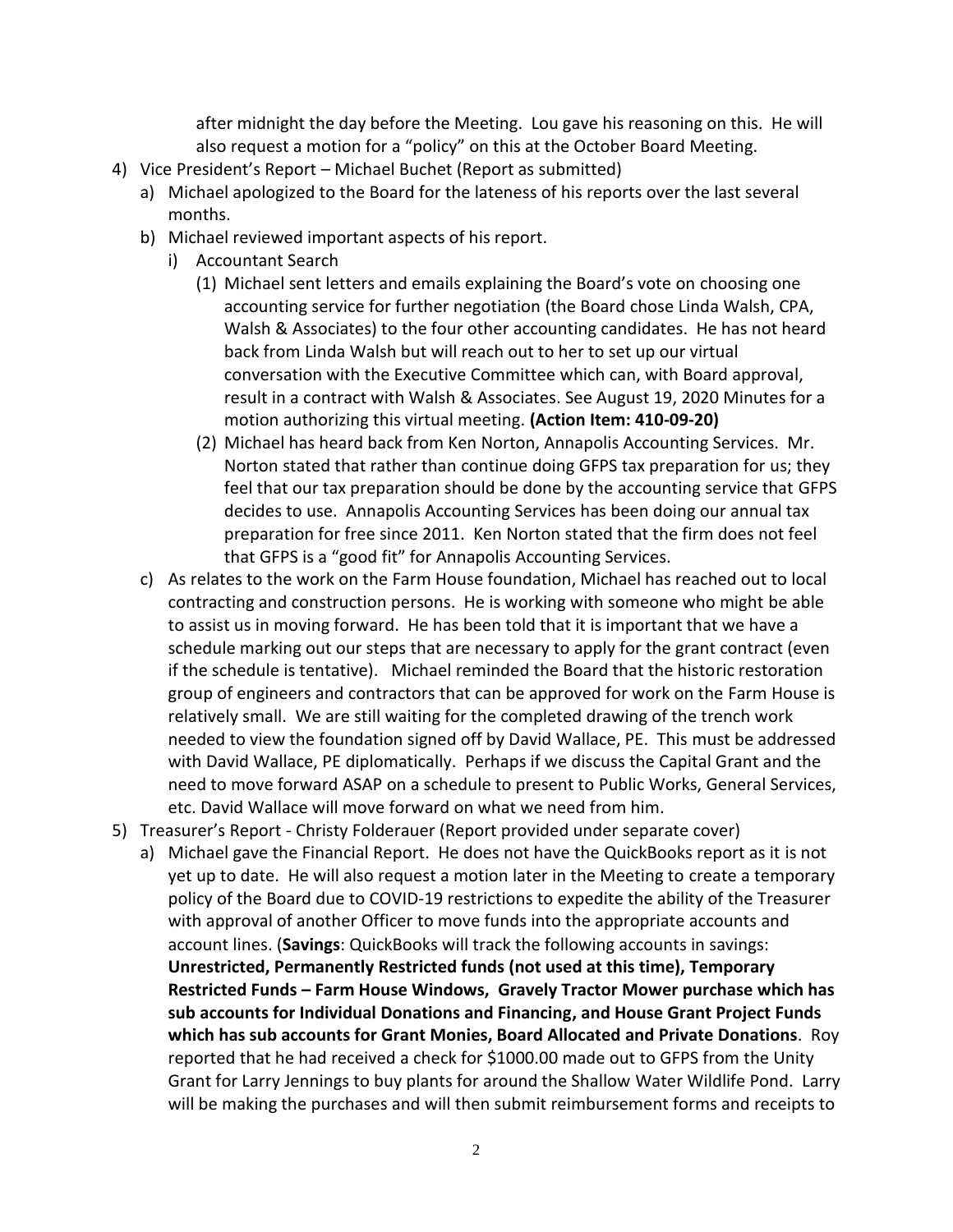after midnight the day before the Meeting. Lou gave his reasoning on this. He will also request a motion for a "policy" on this at the October Board Meeting.

4) Vice President's Report – Michael Buchet (Report as submitted)
   a) Michael apologized to the Board for the lateness of his reports over the last several months.
   b) Michael reviewed important aspects of his report.
      i) Accountant Search
         (1) Michael sent letters and emails explaining the Board's vote on choosing one accounting service for further negotiation (the Board chose Linda Walsh, CPA, Walsh & Associates) to the four other accounting candidates. He has not heard back from Linda Walsh but will reach out to her to set up our virtual conversation with the Executive Committee which can, with Board approval, result in a contract with Walsh & Associates. See August 19, 2020 Minutes for a motion authorizing this virtual meeting. **(Action Item: 410-09-20)**
         (2) Michael has heard back from Ken Norton, Annapolis Accounting Services. Mr. Norton stated that rather than continue doing GFPS tax preparation for us; they feel that our tax preparation should be done by the accounting service that GFPS decides to use. Annapolis Accounting Services has been doing our annual tax preparation for free since 2011. Ken Norton stated that the firm does not feel that GFPS is a "good fit" for Annapolis Accounting Services.
   c) As relates to the work on the Farm House foundation, Michael has reached out to local contracting and construction persons. He is working with someone who might be able to assist us in moving forward. He has been told that it is important that we have a schedule marking out our steps that are necessary to apply for the grant contract (even if the schedule is tentative). Michael reminded the Board that the historic restoration group of engineers and contractors that can be approved for work on the Farm House is relatively small. We are still waiting for the completed drawing of the trench work needed to view the foundation signed off by David Wallace, PE. This must be addressed with David Wallace, PE diplomatically. Perhaps if we discuss the Capital Grant and the need to move forward ASAP on a schedule to present to Public Works, General Services, etc. David Wallace will move forward on what we need from him.

5) Treasurer's Report - Christy Folderauer (Report provided under separate cover)
   a) Michael gave the Financial Report. He does not have the QuickBooks report as it is not yet up to date. He will also request a motion later in the Meeting to create a temporary policy of the Board due to COVID-19 restrictions to expedite the ability of the Treasurer with approval of another Officer to move funds into the appropriate accounts and account lines. (**Savings**: QuickBooks will track the following accounts in savings: **Unrestricted, Permanently Restricted funds (not used at this time), Temporary Restricted Funds – Farm House Windows, Gravely Tractor Mower purchase which has sub accounts for Individual Donations and Financing, and House Grant Project Funds which has sub accounts for Grant Monies, Board Allocated and Private Donations**. Roy reported that he had received a check for $1000.00 made out to GFPS from the Unity Grant for Larry Jennings to buy plants for around the Shallow Water Wildlife Pond. Larry will be making the purchases and will then submit reimbursement forms and receipts to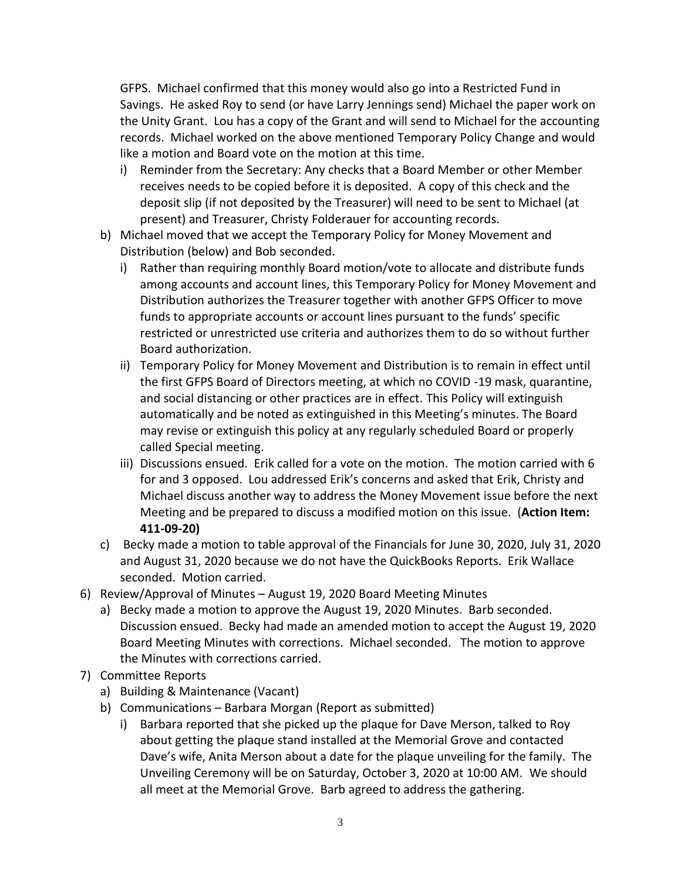GFPS. Michael confirmed that this money would also go into a Restricted Fund in Savings. He asked Roy to send (or have Larry Jennings send) Michael the paper work on the Unity Grant. Lou has a copy of the Grant and will send to Michael for the accounting records. Michael worked on the above mentioned Temporary Policy Change and would like a motion and Board vote on the motion at this time.

   i) Reminder from the Secretary: Any checks that a Board Member or other Member receives needs to be copied before it is deposited. A copy of this check and the deposit slip (if not deposited by the Treasurer) will need to be sent to Michael (at present) and Treasurer, Christy Folderauer for accounting records.

b) Michael moved that we accept the Temporary Policy for Money Movement and Distribution (below) and Bob seconded.

   i) Rather than requiring monthly Board motion/vote to allocate and distribute funds among accounts and account lines, this Temporary Policy for Money Movement and Distribution authorizes the Treasurer together with another GFPS Officer to move funds to appropriate accounts or account lines pursuant to the funds' specific restricted or unrestricted use criteria and authorizes them to do so without further Board authorization.

   ii) Temporary Policy for Money Movement and Distribution is to remain in effect until the first GFPS Board of Directors meeting, at which no COVID -19 mask, quarantine, and social distancing or other practices are in effect. This Policy will extinguish automatically and be noted as extinguished in this Meeting's minutes. The Board may revise or extinguish this policy at any regularly scheduled Board or properly called Special meeting.

   iii) Discussions ensued. Erik called for a vote on the motion. The motion carried with 6 for and 3 opposed. Lou addressed Erik's concerns and asked that Erik, Christy and Michael discuss another way to address the Money Movement issue before the next Meeting and be prepared to discuss a modified motion on this issue. (**Action Item: 411-09-20)**

c) Becky made a motion to table approval of the Financials for June 30, 2020, July 31, 2020 and August 31, 2020 because we do not have the QuickBooks Reports. Erik Wallace seconded. Motion carried.

6) Review/Approval of Minutes – August 19, 2020 Board Meeting Minutes

   a) Becky made a motion to approve the August 19, 2020 Minutes. Barb seconded. Discussion ensued. Becky had made an amended motion to accept the August 19, 2020 Board Meeting Minutes with corrections. Michael seconded. The motion to approve the Minutes with corrections carried.

7) Committee Reports

   a) Building & Maintenance (Vacant)

   b) Communications – Barbara Morgan (Report as submitted)

      i) Barbara reported that she picked up the plaque for Dave Merson, talked to Roy about getting the plaque stand installed at the Memorial Grove and contacted Dave's wife, Anita Merson about a date for the plaque unveiling for the family. The Unveiling Ceremony will be on Saturday, October 3, 2020 at 10:00 AM. We should all meet at the Memorial Grove. Barb agreed to address the gathering.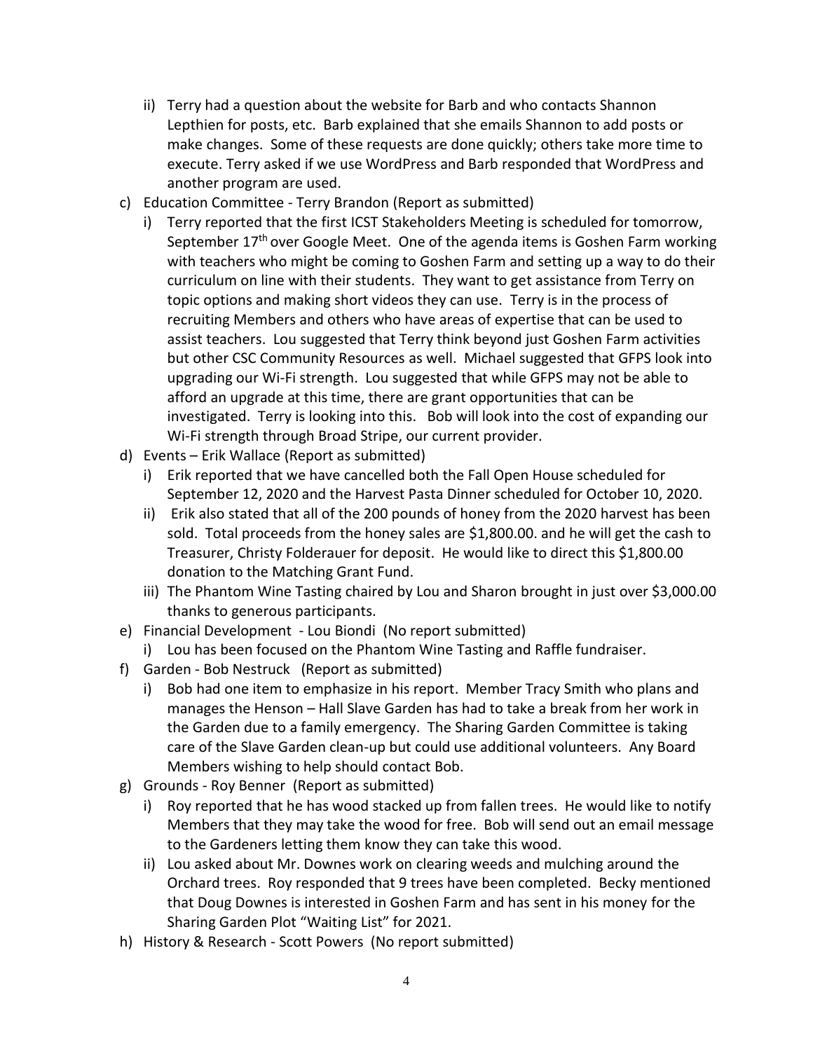ii) Terry had a question about the website for Barb and who contacts Shannon Lepthien for posts, etc. Barb explained that she emails Shannon to add posts or make changes. Some of these requests are done quickly; others take more time to execute. Terry asked if we use WordPress and Barb responded that WordPress and another program are used.

c) Education Committee - Terry Brandon (Report as submitted)

i) Terry reported that the first ICST Stakeholders Meeting is scheduled for tomorrow, September 17th over Google Meet. One of the agenda items is Goshen Farm working with teachers who might be coming to Goshen Farm and setting up a way to do their curriculum on line with their students. They want to get assistance from Terry on topic options and making short videos they can use. Terry is in the process of recruiting Members and others who have areas of expertise that can be used to assist teachers. Lou suggested that Terry think beyond just Goshen Farm activities but other CSC Community Resources as well. Michael suggested that GFPS look into upgrading our Wi-Fi strength. Lou suggested that while GFPS may not be able to afford an upgrade at this time, there are grant opportunities that can be investigated. Terry is looking into this. Bob will look into the cost of expanding our Wi-Fi strength through Broad Stripe, our current provider.

d) Events – Erik Wallace (Report as submitted)

i) Erik reported that we have cancelled both the Fall Open House scheduled for September 12, 2020 and the Harvest Pasta Dinner scheduled for October 10, 2020.

ii) Erik also stated that all of the 200 pounds of honey from the 2020 harvest has been sold. Total proceeds from the honey sales are $1,800.00. and he will get the cash to Treasurer, Christy Folderauer for deposit. He would like to direct this $1,800.00 donation to the Matching Grant Fund.

iii) The Phantom Wine Tasting chaired by Lou and Sharon brought in just over $3,000.00 thanks to generous participants.

e) Financial Development - Lou Biondi (No report submitted)

i) Lou has been focused on the Phantom Wine Tasting and Raffle fundraiser.

f) Garden - Bob Nestruck (Report as submitted)

i) Bob had one item to emphasize in his report. Member Tracy Smith who plans and manages the Henson – Hall Slave Garden has had to take a break from her work in the Garden due to a family emergency. The Sharing Garden Committee is taking care of the Slave Garden clean-up but could use additional volunteers. Any Board Members wishing to help should contact Bob.

g) Grounds - Roy Benner (Report as submitted)

i) Roy reported that he has wood stacked up from fallen trees. He would like to notify Members that they may take the wood for free. Bob will send out an email message to the Gardeners letting them know they can take this wood.

ii) Lou asked about Mr. Downes work on clearing weeds and mulching around the Orchard trees. Roy responded that 9 trees have been completed. Becky mentioned that Doug Downes is interested in Goshen Farm and has sent in his money for the Sharing Garden Plot "Waiting List" for 2021.

h) History & Research - Scott Powers (No report submitted)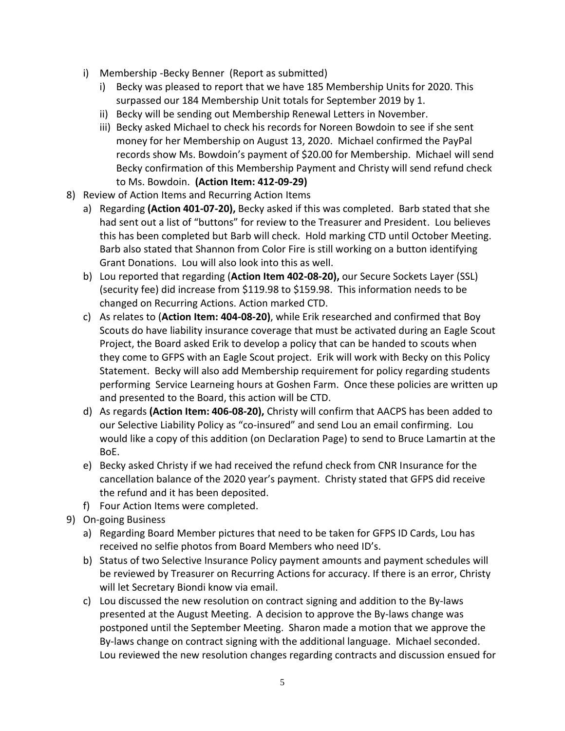- i) Membership -Becky Benner (Report as submitted)
    - i) Becky was pleased to report that we have 185 Membership Units for 2020. This surpassed our 184 Membership Unit totals for September 2019 by 1.
    - ii) Becky will be sending out Membership Renewal Letters in November.
    - iii) Becky asked Michael to check his records for Noreen Bowdoin to see if she sent money for her Membership on August 13, 2020. Michael confirmed the PayPal records show Ms. Bowdoin's payment of $20.00 for Membership. Michael will send Becky confirmation of this Membership Payment and Christy will send refund check to Ms. Bowdoin. **(Action Item: 412-09-29)**

8) Review of Action Items and Recurring Action Items
    - a) Regarding **(Action 401-07-20),** Becky asked if this was completed. Barb stated that she had sent out a list of "buttons" for review to the Treasurer and President. Lou believes this has been completed but Barb will check. Hold marking CTD until October Meeting. Barb also stated that Shannon from Color Fire is still working on a button identifying Grant Donations. Lou will also look into this as well.
    - b) Lou reported that regarding (**Action Item 402-08-20),** our Secure Sockets Layer (SSL) (security fee) did increase from $119.98 to $159.98. This information needs to be changed on Recurring Actions. Action marked CTD.
    - c) As relates to (**Action Item: 404-08-20)**, while Erik researched and confirmed that Boy Scouts do have liability insurance coverage that must be activated during an Eagle Scout Project, the Board asked Erik to develop a policy that can be handed to scouts when they come to GFPS with an Eagle Scout project. Erik will work with Becky on this Policy Statement. Becky will also add Membership requirement for policy regarding students performing Service Learneing hours at Goshen Farm. Once these policies are written up and presented to the Board, this action will be CTD.
    - d) As regards **(Action Item: 406-08-20),** Christy will confirm that AACPS has been added to our Selective Liability Policy as "co-insured" and send Lou an email confirming. Lou would like a copy of this addition (on Declaration Page) to send to Bruce Lamartin at the BoE.
    - e) Becky asked Christy if we had received the refund check from CNR Insurance for the cancellation balance of the 2020 year's payment. Christy stated that GFPS did receive the refund and it has been deposited.
    - f) Four Action Items were completed.

9) On-going Business
    - a) Regarding Board Member pictures that need to be taken for GFPS ID Cards, Lou has received no selfie photos from Board Members who need ID's.
    - b) Status of two Selective Insurance Policy payment amounts and payment schedules will be reviewed by Treasurer on Recurring Actions for accuracy. If there is an error, Christy will let Secretary Biondi know via email.
    - c) Lou discussed the new resolution on contract signing and addition to the By-laws presented at the August Meeting. A decision to approve the By-laws change was postponed until the September Meeting. Sharon made a motion that we approve the By-laws change on contract signing with the additional language. Michael seconded. Lou reviewed the new resolution changes regarding contracts and discussion ensued for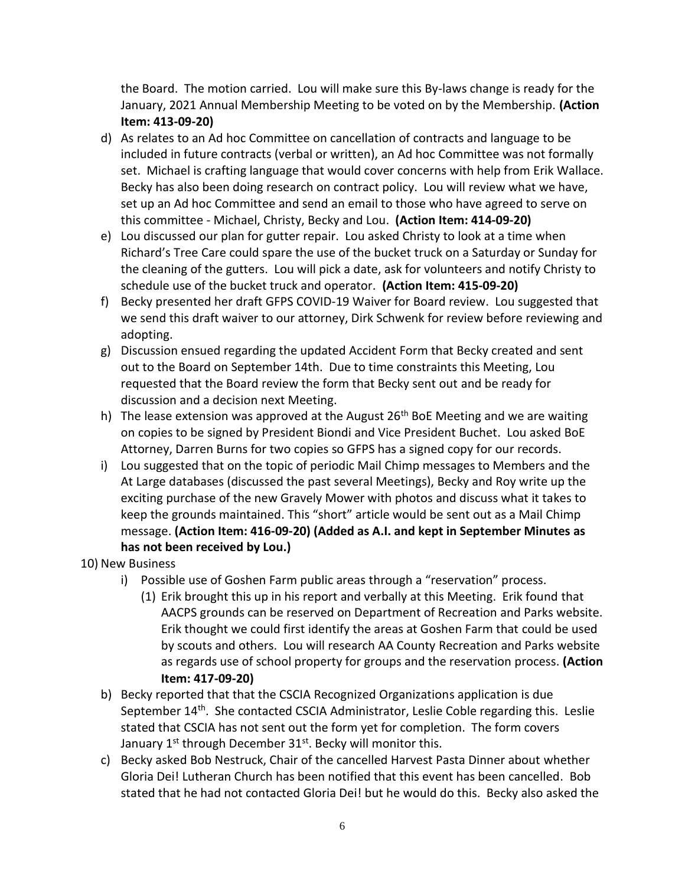the Board. The motion carried. Lou will make sure this By-laws change is ready for the January, 2021 Annual Membership Meeting to be voted on by the Membership. **(Action Item: 413-09-20)**

d) As relates to an Ad hoc Committee on cancellation of contracts and language to be included in future contracts (verbal or written), an Ad hoc Committee was not formally set. Michael is crafting language that would cover concerns with help from Erik Wallace. Becky has also been doing research on contract policy. Lou will review what we have, set up an Ad hoc Committee and send an email to those who have agreed to serve on this committee - Michael, Christy, Becky and Lou. **(Action Item: 414-09-20)**

e) Lou discussed our plan for gutter repair. Lou asked Christy to look at a time when Richard's Tree Care could spare the use of the bucket truck on a Saturday or Sunday for the cleaning of the gutters. Lou will pick a date, ask for volunteers and notify Christy to schedule use of the bucket truck and operator. **(Action Item: 415-09-20)**

f) Becky presented her draft GFPS COVID-19 Waiver for Board review. Lou suggested that we send this draft waiver to our attorney, Dirk Schwenk for review before reviewing and adopting.

g) Discussion ensued regarding the updated Accident Form that Becky created and sent out to the Board on September 14th. Due to time constraints this Meeting, Lou requested that the Board review the form that Becky sent out and be ready for discussion and a decision next Meeting.

h) The lease extension was approved at the August 26th BoE Meeting and we are waiting on copies to be signed by President Biondi and Vice President Buchet. Lou asked BoE Attorney, Darren Burns for two copies so GFPS has a signed copy for our records.

i) Lou suggested that on the topic of periodic Mail Chimp messages to Members and the At Large databases (discussed the past several Meetings), Becky and Roy write up the exciting purchase of the new Gravely Mower with photos and discuss what it takes to keep the grounds maintained. This "short" article would be sent out as a Mail Chimp message. **(Action Item: 416-09-20) (Added as A.I. and kept in September Minutes as has not been received by Lou.)**

10) New Business

i) Possible use of Goshen Farm public areas through a "reservation" process.
   (1) Erik brought this up in his report and verbally at this Meeting. Erik found that AACPS grounds can be reserved on Department of Recreation and Parks website. Erik thought we could first identify the areas at Goshen Farm that could be used by scouts and others. Lou will research AA County Recreation and Parks website as regards use of school property for groups and the reservation process. **(Action Item: 417-09-20)**

b) Becky reported that that the CSCIA Recognized Organizations application is due September 14th. She contacted CSCIA Administrator, Leslie Coble regarding this. Leslie stated that CSCIA has not sent out the form yet for completion. The form covers January 1st through December 31st. Becky will monitor this.

c) Becky asked Bob Nestruck, Chair of the cancelled Harvest Pasta Dinner about whether Gloria Dei! Lutheran Church has been notified that this event has been cancelled. Bob stated that he had not contacted Gloria Dei! but he would do this. Becky also asked the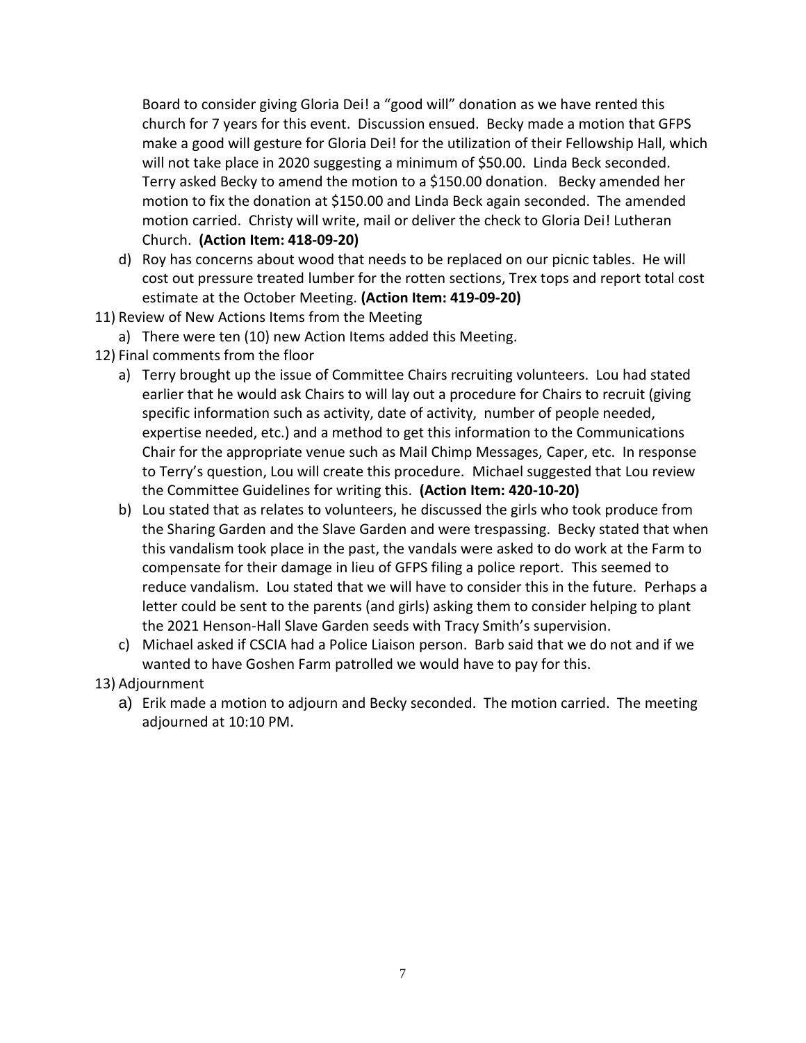Board to consider giving Gloria Dei! a "good will" donation as we have rented this church for 7 years for this event. Discussion ensued. Becky made a motion that GFPS make a good will gesture for Gloria Dei! for the utilization of their Fellowship Hall, which will not take place in 2020 suggesting a minimum of $50.00. Linda Beck seconded. Terry asked Becky to amend the motion to a $150.00 donation. Becky amended her motion to fix the donation at $150.00 and Linda Beck again seconded. The amended motion carried. Christy will write, mail or deliver the check to Gloria Dei! Lutheran Church. **(Action Item: 418-09-20)**

   d) Roy has concerns about wood that needs to be replaced on our picnic tables. He will cost out pressure treated lumber for the rotten sections, Trex tops and report total cost estimate at the October Meeting. **(Action Item: 419-09-20)**

11) Review of New Actions Items from the Meeting
   a) There were ten (10) new Action Items added this Meeting.
12) Final comments from the floor
   a) Terry brought up the issue of Committee Chairs recruiting volunteers. Lou had stated earlier that he would ask Chairs to will lay out a procedure for Chairs to recruit (giving specific information such as activity, date of activity, number of people needed, expertise needed, etc.) and a method to get this information to the Communications Chair for the appropriate venue such as Mail Chimp Messages, Caper, etc. In response to Terry's question, Lou will create this procedure. Michael suggested that Lou review the Committee Guidelines for writing this. **(Action Item: 420-10-20)**
   b) Lou stated that as relates to volunteers, he discussed the girls who took produce from the Sharing Garden and the Slave Garden and were trespassing. Becky stated that when this vandalism took place in the past, the vandals were asked to do work at the Farm to compensate for their damage in lieu of GFPS filing a police report. This seemed to reduce vandalism. Lou stated that we will have to consider this in the future. Perhaps a letter could be sent to the parents (and girls) asking them to consider helping to plant the 2021 Henson-Hall Slave Garden seeds with Tracy Smith's supervision.
   c) Michael asked if CSCIA had a Police Liaison person. Barb said that we do not and if we wanted to have Goshen Farm patrolled we would have to pay for this.
13) Adjournment
   a) Erik made a motion to adjourn and Becky seconded. The motion carried. The meeting adjourned at 10:10 PM.